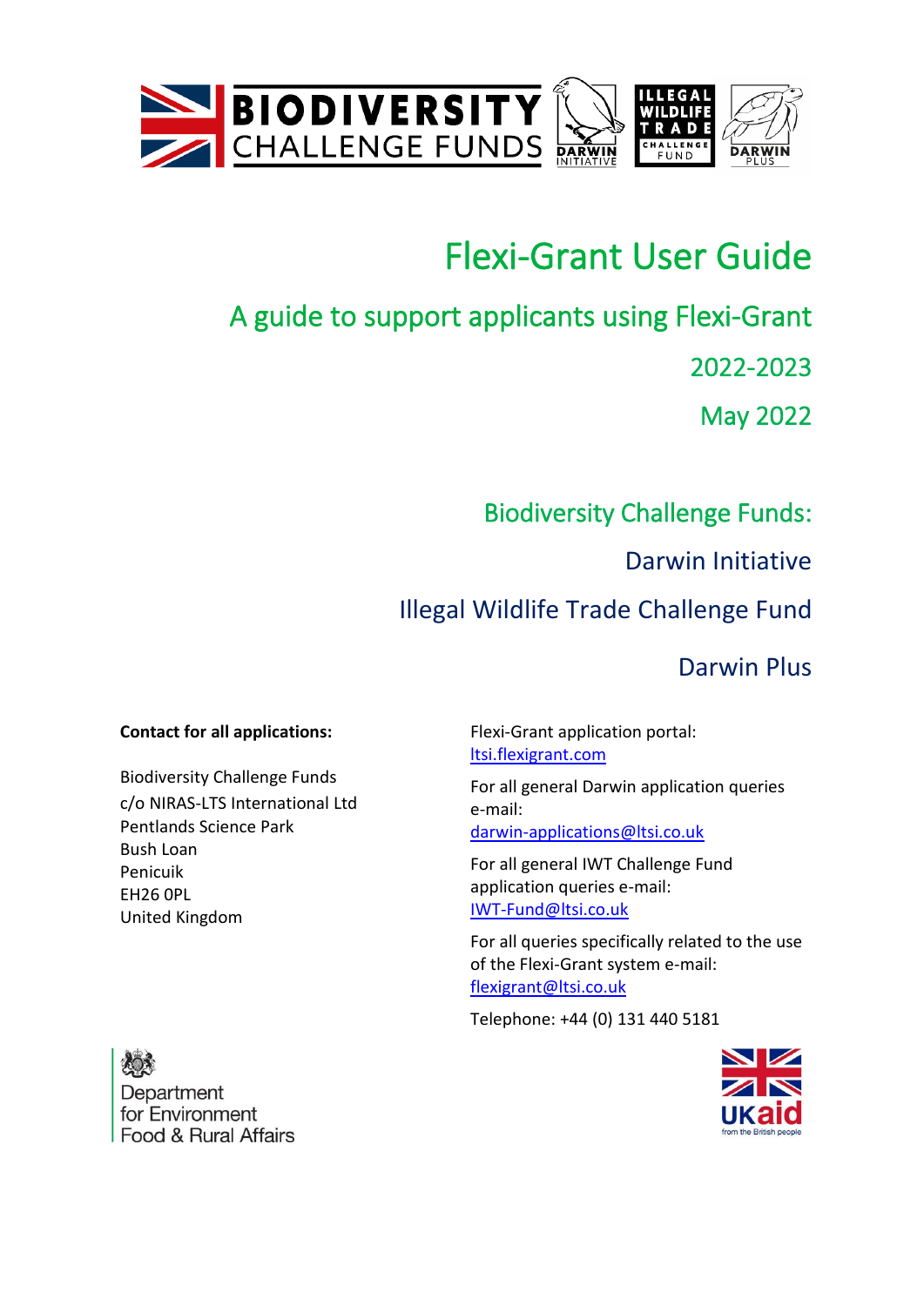# Flexi-Grant User Guide

## A guide to support applicants using Flexi-Grant

## 2022-2023

## May 2022

## Biodiversity Challenge Funds:

### Darwin Initiative

### Illegal Wildlife Trade Challenge Fund

### Darwin Plus

**Contact for all applications:**

Biodiversity Challenge Funds
c/o NIRAS-LTS International Ltd
Pentlands Science Park
Bush Loan
Penicuik
EH26 0PL
United Kingdom

Flexi-Grant application portal:
[ltsi.flexigrant.com](ltsi.flexigrant.com)

For all general Darwin application queries e-mail:
[darwin-applications@ltsi.co.uk](mailto:darwin-applications@ltsi.co.uk)

For all general IWT Challenge Fund application queries e-mail:
[IWT-Fund@ltsi.co.uk](mailto:IWT-Fund@ltsi.co.uk)

For all queries specifically related to the use of the Flexi-Grant system e-mail:
[flexigrant@ltsi.co.uk](mailto:flexigrant@ltsi.co.uk)

Telephone: +44 (0) 131 440 5181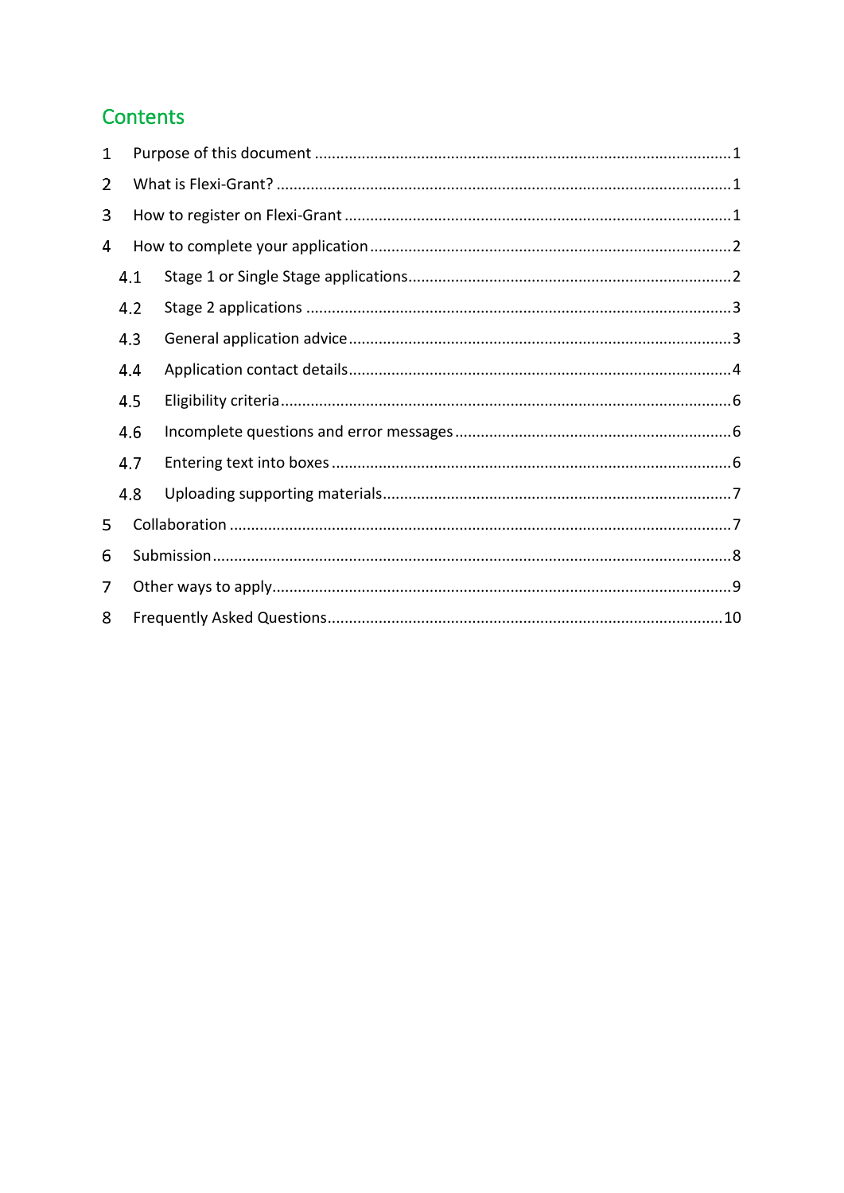## Contents

1 Purpose of this document ....... 1

2 What is Flexi-Grant? ....... 1

3 How to register on Flexi-Grant ....... 1

4 How to complete your application ....... 2

- 4.1 Stage 1 or Single Stage applications ....... 2
- 4.2 Stage 2 applications ....... 3
- 4.3 General application advice ....... 3
- 4.4 Application contact details ....... 4
- 4.5 Eligibility criteria ....... 6
- 4.6 Incomplete questions and error messages ....... 6
- 4.7 Entering text into boxes ....... 6
- 4.8 Uploading supporting materials ....... 7

5 Collaboration ....... 7

6 Submission ....... 8

7 Other ways to apply ....... 9

8 Frequently Asked Questions ....... 10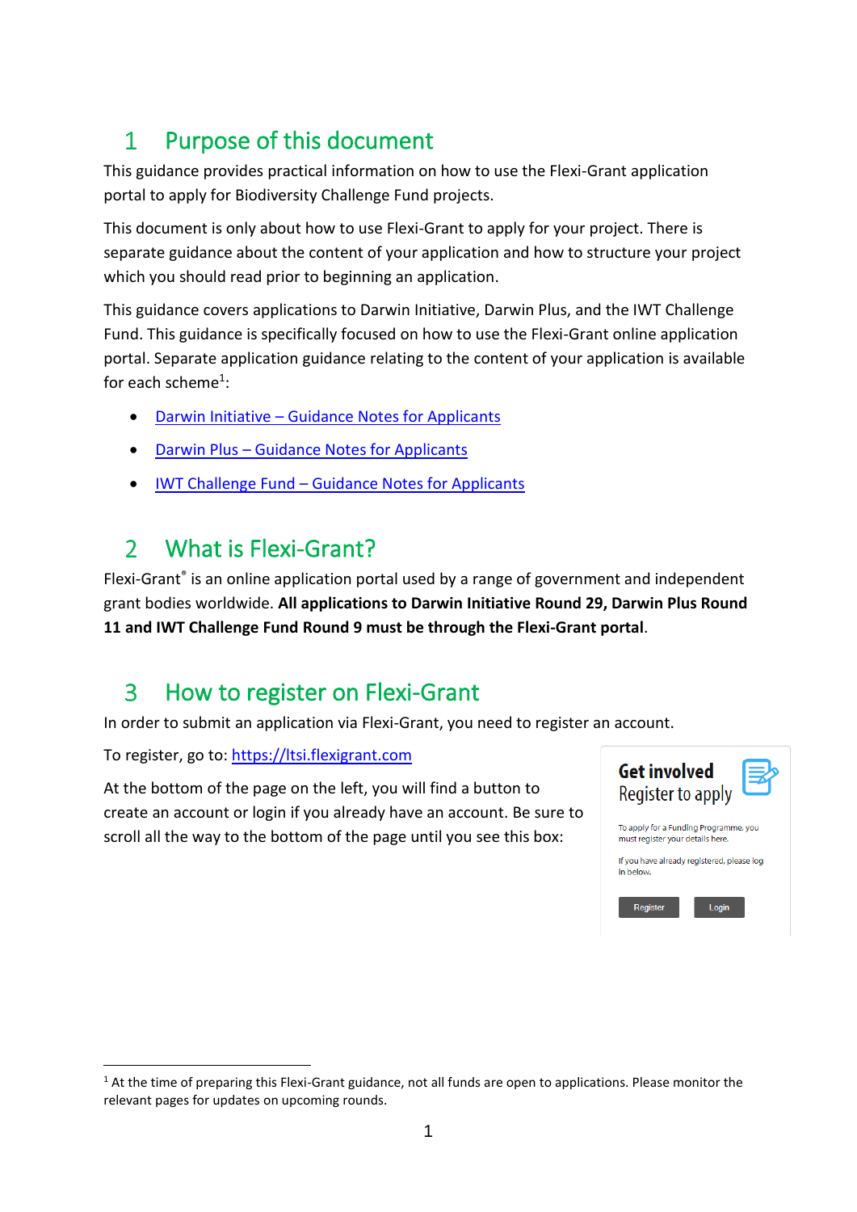# 1 Purpose of this document

This guidance provides practical information on how to use the Flexi-Grant application portal to apply for Biodiversity Challenge Fund projects.

This document is only about how to use Flexi-Grant to apply for your project. There is separate guidance about the content of your application and how to structure your project which you should read prior to beginning an application.

This guidance covers applications to Darwin Initiative, Darwin Plus, and the IWT Challenge Fund. This guidance is specifically focused on how to use the Flexi-Grant online application portal. Separate application guidance relating to the content of your application is available for each scheme[1]:

- Darwin Initiative – Guidance Notes for Applicants
- Darwin Plus – Guidance Notes for Applicants
- IWT Challenge Fund – Guidance Notes for Applicants

# 2 What is Flexi-Grant?

Flexi-Grant® is an online application portal used by a range of government and independent grant bodies worldwide. **All applications to Darwin Initiative Round 29, Darwin Plus Round 11 and IWT Challenge Fund Round 9 must be through the Flexi-Grant portal**.

# 3 How to register on Flexi-Grant

In order to submit an application via Flexi-Grant, you need to register an account.

To register, go to: https://ltsi.flexigrant.com

At the bottom of the page on the left, you will find a button to create an account or login if you already have an account. Be sure to scroll all the way to the bottom of the page until you see this box:

**Get involved**
Register to apply

To apply for a Funding Programme, you must register your details here.

If you have already registered, please log in below.

Register | Login

[1] At the time of preparing this Flexi-Grant guidance, not all funds are open to applications. Please monitor the relevant pages for updates on upcoming rounds.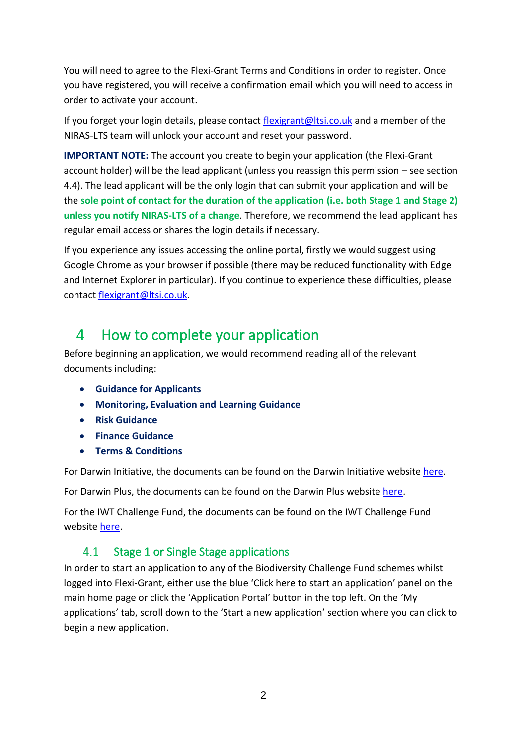You will need to agree to the Flexi-Grant Terms and Conditions in order to register. Once you have registered, you will receive a confirmation email which you will need to access in order to activate your account.

If you forget your login details, please contact flexigrant@ltsi.co.uk and a member of the NIRAS-LTS team will unlock your account and reset your password.

**IMPORTANT NOTE:** The account you create to begin your application (the Flexi-Grant account holder) will be the lead applicant (unless you reassign this permission – see section 4.4). The lead applicant will be the only login that can submit your application and will be the **sole point of contact for the duration of the application (i.e. both Stage 1 and Stage 2) unless you notify NIRAS-LTS of a change**. Therefore, we recommend the lead applicant has regular email access or shares the login details if necessary.

If you experience any issues accessing the online portal, firstly we would suggest using Google Chrome as your browser if possible (there may be reduced functionality with Edge and Internet Explorer in particular). If you continue to experience these difficulties, please contact flexigrant@ltsi.co.uk.

# 4 How to complete your application

Before beginning an application, we would recommend reading all of the relevant documents including:

- **Guidance for Applicants**
- **Monitoring, Evaluation and Learning Guidance**
- **Risk Guidance**
- **Finance Guidance**
- **Terms & Conditions**

For Darwin Initiative, the documents can be found on the Darwin Initiative website here.

For Darwin Plus, the documents can be found on the Darwin Plus website here.

For the IWT Challenge Fund, the documents can be found on the IWT Challenge Fund website here.

## 4.1 Stage 1 or Single Stage applications

In order to start an application to any of the Biodiversity Challenge Fund schemes whilst logged into Flexi-Grant, either use the blue 'Click here to start an application' panel on the main home page or click the 'Application Portal' button in the top left. On the 'My applications' tab, scroll down to the 'Start a new application' section where you can click to begin a new application.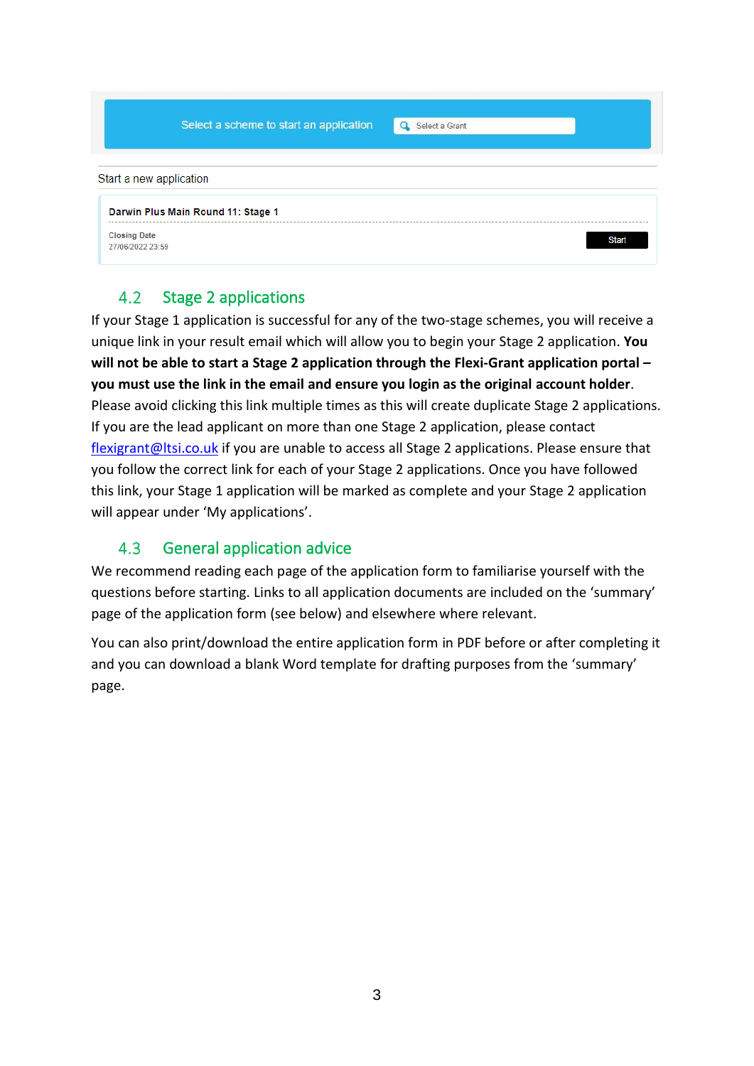Select a scheme to start an application | Select a Grant

Start a new application

**Darwin Plus Main Round 11: Stage 1**

Closing Date
27/06/2022 23:59

Start

## 4.2 Stage 2 applications

If your Stage 1 application is successful for any of the two-stage schemes, you will receive a unique link in your result email which will allow you to begin your Stage 2 application. **You will not be able to start a Stage 2 application through the Flexi-Grant application portal – you must use the link in the email and ensure you login as the original account holder**. Please avoid clicking this link multiple times as this will create duplicate Stage 2 applications. If you are the lead applicant on more than one Stage 2 application, please contact flexigrant@ltsi.co.uk if you are unable to access all Stage 2 applications. Please ensure that you follow the correct link for each of your Stage 2 applications. Once you have followed this link, your Stage 1 application will be marked as complete and your Stage 2 application will appear under 'My applications'.

## 4.3 General application advice

We recommend reading each page of the application form to familiarise yourself with the questions before starting. Links to all application documents are included on the 'summary' page of the application form (see below) and elsewhere where relevant.

You can also print/download the entire application form in PDF before or after completing it and you can download a blank Word template for drafting purposes from the 'summary' page.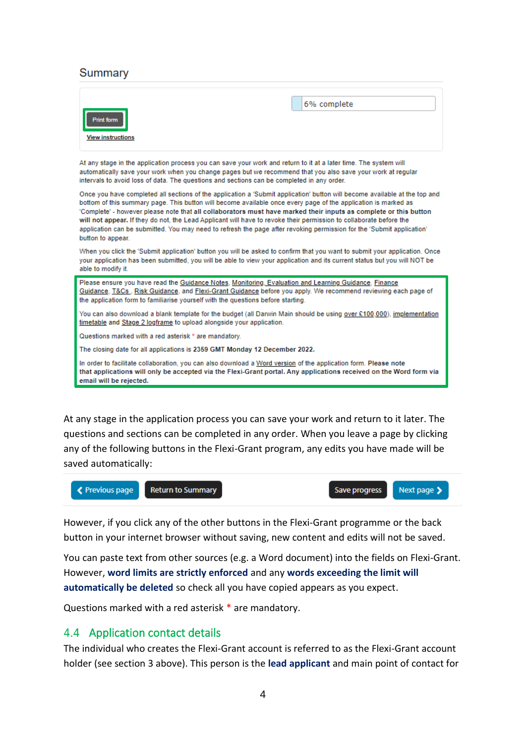Summary

6% complete

Print form

View instructions

At any stage in the application process you can save your work and return to it at a later time. The system will automatically save your work when you change pages but we recommend that you also save your work at regular intervals to avoid loss of data. The questions and sections can be completed in any order.

Once you have completed all sections of the application a 'Submit application' button will become available at the top and bottom of this summary page. This button will become available once every page of the application is marked as 'Complete' - however please note that **all collaborators must have marked their inputs as complete or this button will not appear.** If they do not, the Lead Applicant will have to revoke their permission to collaborate before the application can be submitted. You may need to refresh the page after revoking permission for the 'Submit application' button to appear.

When you click the 'Submit application' button you will be asked to confirm that you want to submit your application. Once your application has been submitted, you will be able to view your application and its current status but you will NOT be able to modify it.

Please ensure you have read the Guidance Notes, Monitoring, Evaluation and Learning Guidance, Finance Guidance, T&Cs , Risk Guidance, and Flexi-Grant Guidance before you apply. We recommend reviewing each page of the application form to familiarise yourself with the questions before starting.

You can also download a blank template for the budget (all Darwin Main should be using over £100,000), implementation timetable and Stage 2 logframe to upload alongside your application.

Questions marked with a red * are mandatory.

The closing date for all applications is **2359 GMT Monday 12 December 2022.**

In order to facilitate collaboration, you can also download a Word version of the application form. **Please note that applications will only be accepted via the Flexi-Grant portal. Any applications received on the Word form via email will be rejected.**

At any stage in the application process you can save your work and return to it later. The questions and sections can be completed in any order. When you leave a page by clicking any of the following buttons in the Flexi-Grant program, any edits you have made will be saved automatically:

Previous page | Return to Summary | Save progress | Next page

However, if you click any of the other buttons in the Flexi-Grant programme or the back button in your internet browser without saving, new content and edits will not be saved.

You can paste text from other sources (e.g. a Word document) into the fields on Flexi-Grant. However, **word limits are strictly enforced** and any **words exceeding the limit will automatically be deleted** so check all you have copied appears as you expect.

Questions marked with a red asterisk * are mandatory.

## 4.4 Application contact details

The individual who creates the Flexi-Grant account is referred to as the Flexi-Grant account holder (see section 3 above). This person is the **lead applicant** and main point of contact for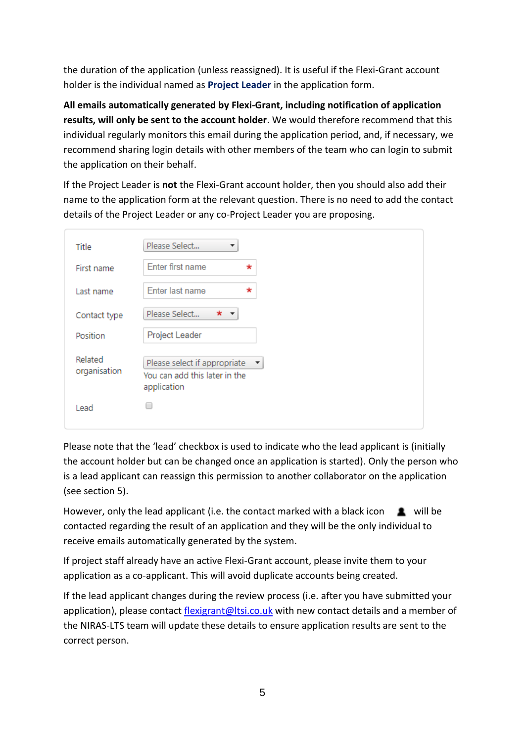the duration of the application (unless reassigned). It is useful if the Flexi-Grant account holder is the individual named as **Project Leader** in the application form.

**All emails automatically generated by Flexi-Grant, including notification of application results, will only be sent to the account holder**. We would therefore recommend that this individual regularly monitors this email during the application period, and, if necessary, we recommend sharing login details with other members of the team who can login to submit the application on their behalf.

If the Project Leader is **not** the Flexi-Grant account holder, then you should also add their name to the application form at the relevant question. There is no need to add the contact details of the Project Leader or any co-Project Leader you are proposing.

| | |
|---|---|
| Title | Please Select... |
| First name | Enter first name * |
| Last name | Enter last name * |
| Contact type | Please Select... * |
| Position | Project Leader |
| Related organisation | Please select if appropriate<br>You can add this later in the application |
| Lead | ☐ |

Please note that the 'lead' checkbox is used to indicate who the lead applicant is (initially the account holder but can be changed once an application is started). Only the person who is a lead applicant can reassign this permission to another collaborator on the application (see section 5).

However, only the lead applicant (i.e. the contact marked with a black icon 👤 will be contacted regarding the result of an application and they will be the only individual to receive emails automatically generated by the system.

If project staff already have an active Flexi-Grant account, please invite them to your application as a co-applicant. This will avoid duplicate accounts being created.

If the lead applicant changes during the review process (i.e. after you have submitted your application), please contact flexigrant@ltsi.co.uk with new contact details and a member of the NIRAS-LTS team will update these details to ensure application results are sent to the correct person.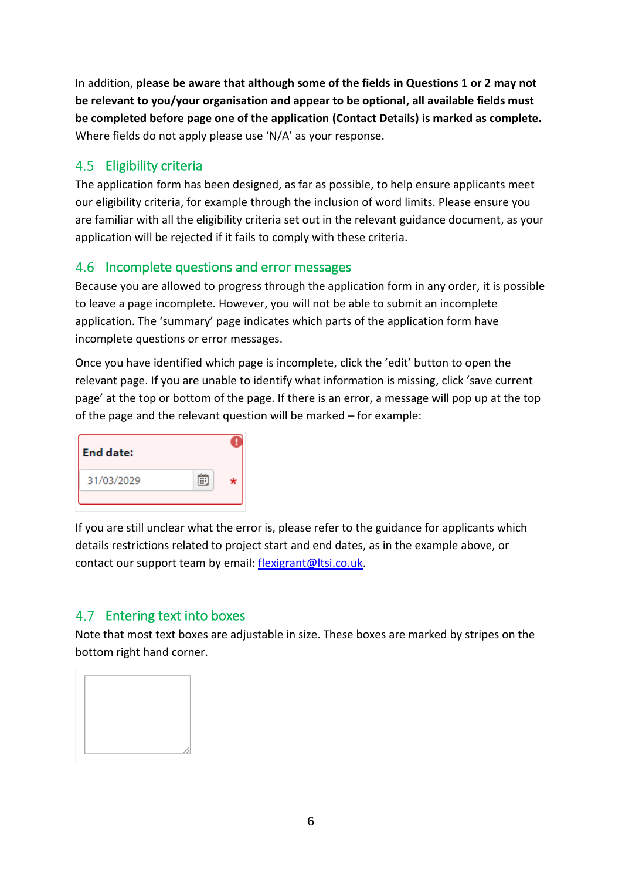In addition, **please be aware that although some of the fields in Questions 1 or 2 may not be relevant to you/your organisation and appear to be optional, all available fields must be completed before page one of the application (Contact Details) is marked as complete.** Where fields do not apply please use 'N/A' as your response.

## 4.5 Eligibility criteria

The application form has been designed, as far as possible, to help ensure applicants meet our eligibility criteria, for example through the inclusion of word limits. Please ensure you are familiar with all the eligibility criteria set out in the relevant guidance document, as your application will be rejected if it fails to comply with these criteria.

## 4.6 Incomplete questions and error messages

Because you are allowed to progress through the application form in any order, it is possible to leave a page incomplete. However, you will not be able to submit an incomplete application. The 'summary' page indicates which parts of the application form have incomplete questions or error messages.

Once you have identified which page is incomplete, click the 'edit' button to open the relevant page. If you are unable to identify what information is missing, click 'save current page' at the top or bottom of the page. If there is an error, a message will pop up at the top of the page and the relevant question will be marked – for example:

**End date:**

31/03/2029 *

If you are still unclear what the error is, please refer to the guidance for applicants which details restrictions related to project start and end dates, as in the example above, or contact our support team by email: flexigrant@ltsi.co.uk.

## 4.7 Entering text into boxes

Note that most text boxes are adjustable in size. These boxes are marked by stripes on the bottom right hand corner.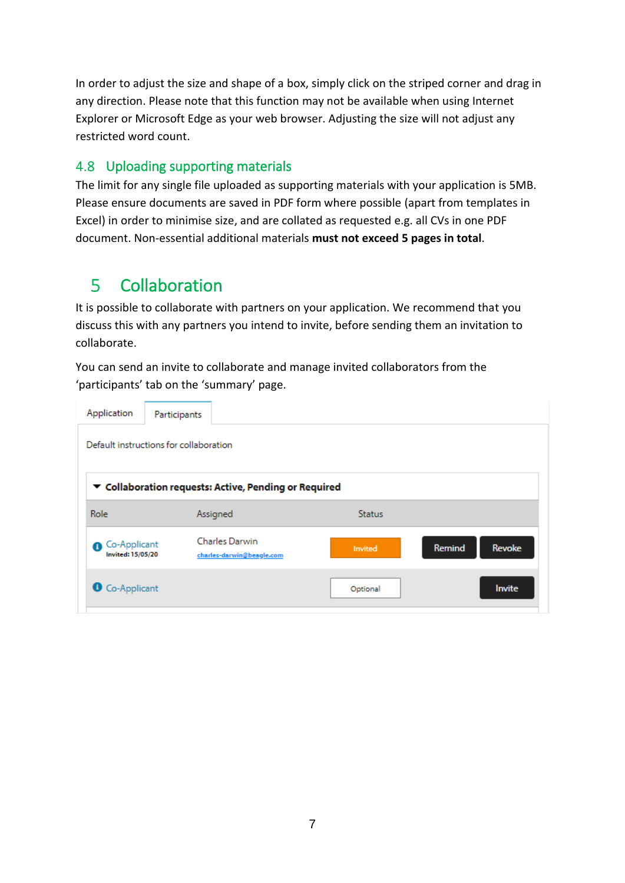In order to adjust the size and shape of a box, simply click on the striped corner and drag in any direction. Please note that this function may not be available when using Internet Explorer or Microsoft Edge as your web browser. Adjusting the size will not adjust any restricted word count.

## 4.8 Uploading supporting materials

The limit for any single file uploaded as supporting materials with your application is 5MB. Please ensure documents are saved in PDF form where possible (apart from templates in Excel) in order to minimise size, and are collated as requested e.g. all CVs in one PDF document. Non-essential additional materials **must not exceed 5 pages in total**.

# 5 Collaboration

It is possible to collaborate with partners on your application. We recommend that you discuss this with any partners you intend to invite, before sending them an invitation to collaborate.

You can send an invite to collaborate and manage invited collaborators from the 'participants' tab on the 'summary' page.

Application | Participants

Default instructions for collaboration

**▼ Collaboration requests: Active, Pending or Required**

| Role | Assigned | Status | | |
|---|---|---|---|---|
| Co-Applicant<br>Invited: 15/05/20 | Charles Darwin<br>charles-darwin@beagle.com | Invited | Remind | Revoke |
| Co-Applicant | | Optional | | Invite |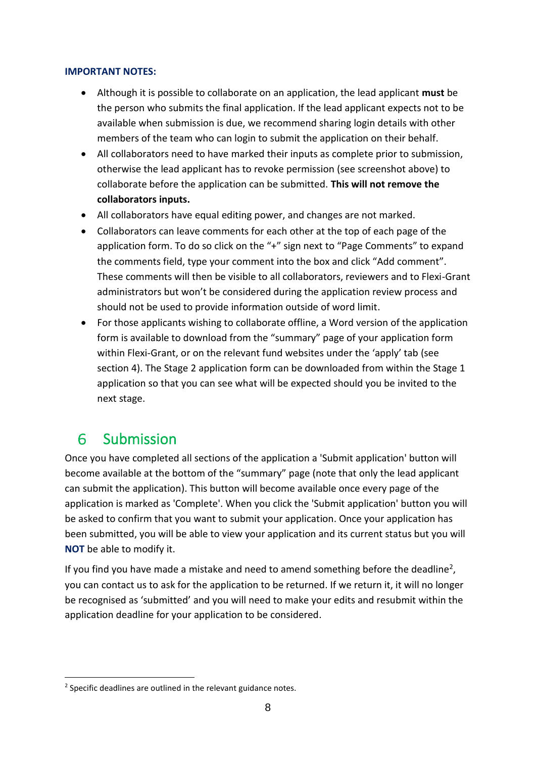**IMPORTANT NOTES:**

- Although it is possible to collaborate on an application, the lead applicant **must** be the person who submits the final application. If the lead applicant expects not to be available when submission is due, we recommend sharing login details with other members of the team who can login to submit the application on their behalf.
- All collaborators need to have marked their inputs as complete prior to submission, otherwise the lead applicant has to revoke permission (see screenshot above) to collaborate before the application can be submitted. **This will not remove the collaborators inputs.**
- All collaborators have equal editing power, and changes are not marked.
- Collaborators can leave comments for each other at the top of each page of the application form. To do so click on the "+" sign next to "Page Comments" to expand the comments field, type your comment into the box and click "Add comment". These comments will then be visible to all collaborators, reviewers and to Flexi-Grant administrators but won't be considered during the application review process and should not be used to provide information outside of word limit.
- For those applicants wishing to collaborate offline, a Word version of the application form is available to download from the "summary" page of your application form within Flexi-Grant, or on the relevant fund websites under the 'apply' tab (see section 4). The Stage 2 application form can be downloaded from within the Stage 1 application so that you can see what will be expected should you be invited to the next stage.

# 6 Submission

Once you have completed all sections of the application a 'Submit application' button will become available at the bottom of the "summary" page (note that only the lead applicant can submit the application). This button will become available once every page of the application is marked as 'Complete'. When you click the 'Submit application' button you will be asked to confirm that you want to submit your application. Once your application has been submitted, you will be able to view your application and its current status but you will **NOT** be able to modify it.

If you find you have made a mistake and need to amend something before the deadline[2], you can contact us to ask for the application to be returned. If we return it, it will no longer be recognised as 'submitted' and you will need to make your edits and resubmit within the application deadline for your application to be considered.

[2] Specific deadlines are outlined in the relevant guidance notes.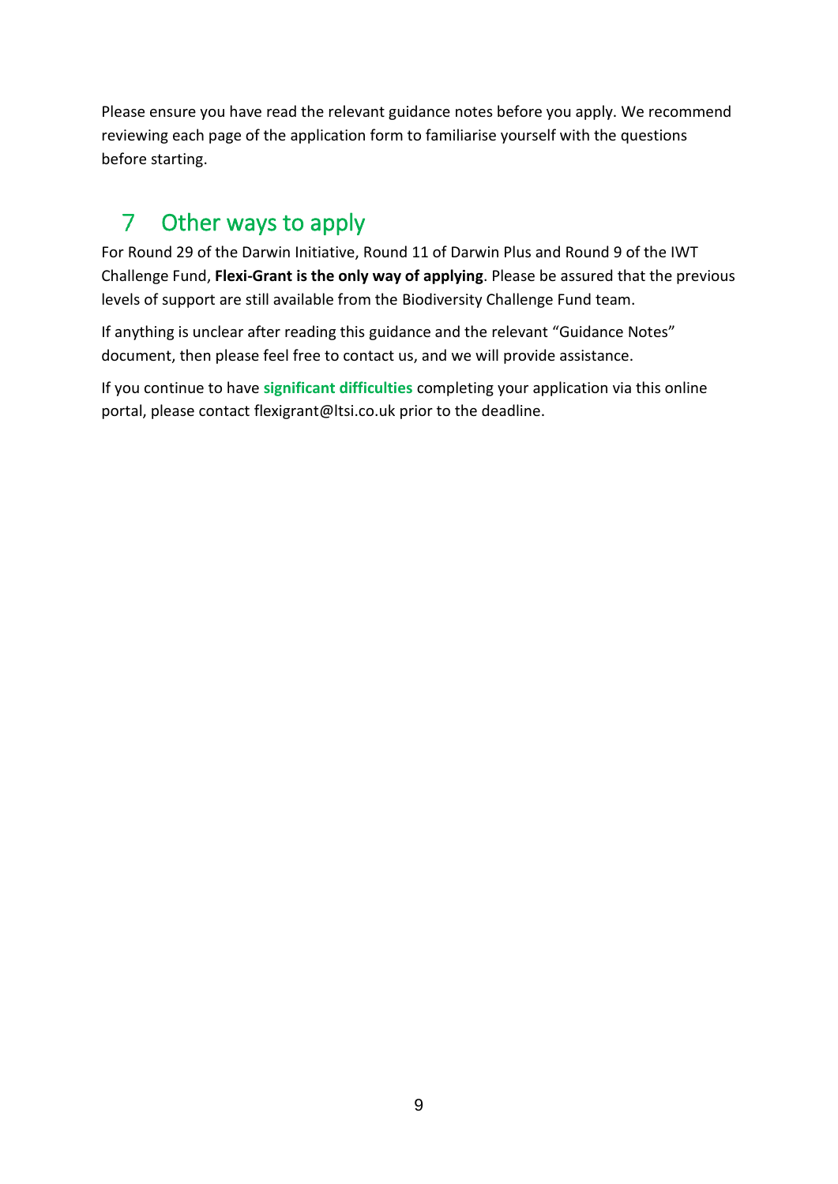Please ensure you have read the relevant guidance notes before you apply. We recommend reviewing each page of the application form to familiarise yourself with the questions before starting.

## 7 Other ways to apply

For Round 29 of the Darwin Initiative, Round 11 of Darwin Plus and Round 9 of the IWT Challenge Fund, **Flexi-Grant is the only way of applying**. Please be assured that the previous levels of support are still available from the Biodiversity Challenge Fund team.

If anything is unclear after reading this guidance and the relevant "Guidance Notes" document, then please feel free to contact us, and we will provide assistance.

If you continue to have **significant difficulties** completing your application via this online portal, please contact flexigrant@ltsi.co.uk prior to the deadline.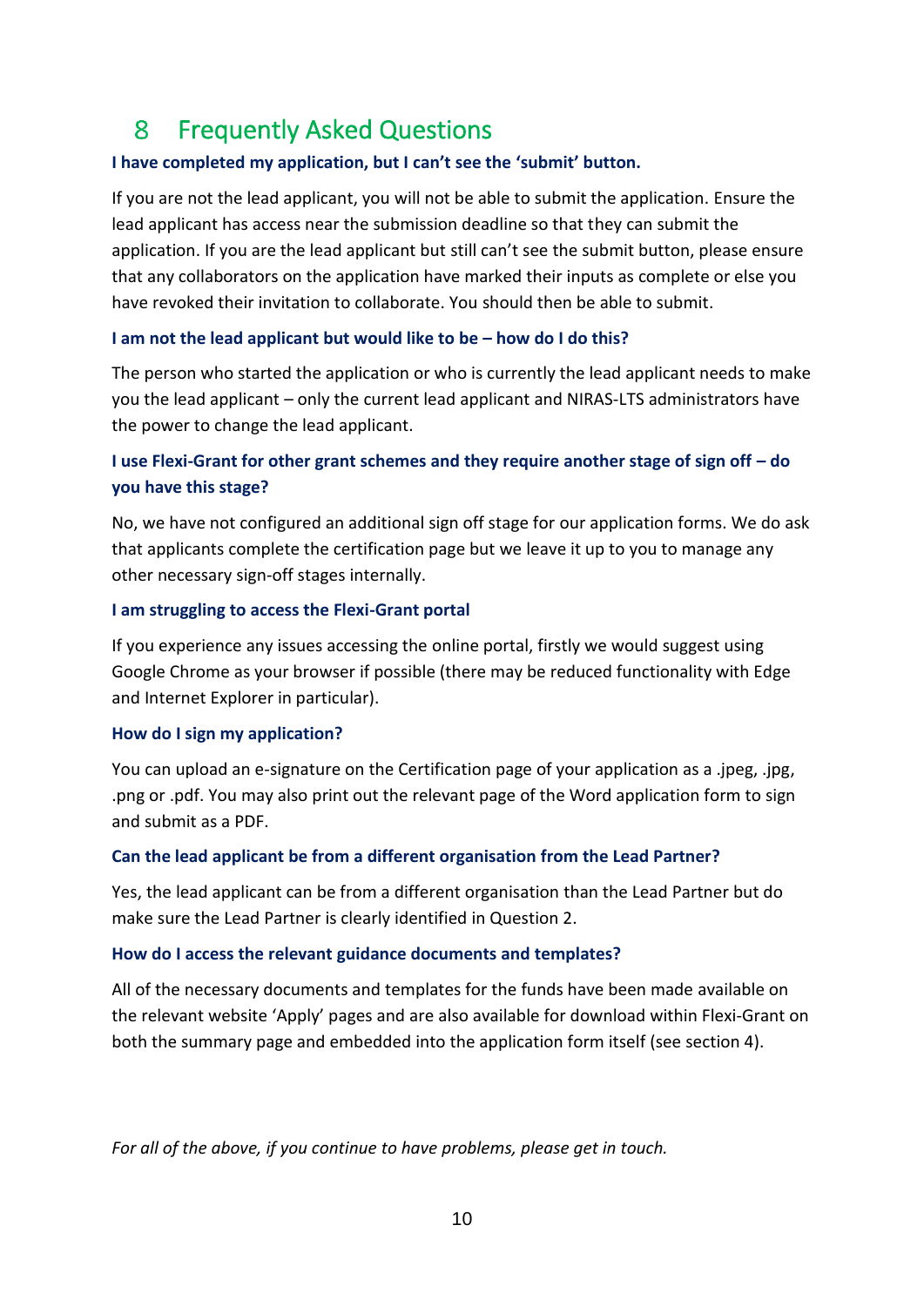# 8 Frequently Asked Questions

**I have completed my application, but I can't see the 'submit' button.**

If you are not the lead applicant, you will not be able to submit the application. Ensure the lead applicant has access near the submission deadline so that they can submit the application. If you are the lead applicant but still can't see the submit button, please ensure that any collaborators on the application have marked their inputs as complete or else you have revoked their invitation to collaborate. You should then be able to submit.

**I am not the lead applicant but would like to be – how do I do this?**

The person who started the application or who is currently the lead applicant needs to make you the lead applicant – only the current lead applicant and NIRAS-LTS administrators have the power to change the lead applicant.

**I use Flexi-Grant for other grant schemes and they require another stage of sign off – do you have this stage?**

No, we have not configured an additional sign off stage for our application forms. We do ask that applicants complete the certification page but we leave it up to you to manage any other necessary sign-off stages internally.

**I am struggling to access the Flexi-Grant portal**

If you experience any issues accessing the online portal, firstly we would suggest using Google Chrome as your browser if possible (there may be reduced functionality with Edge and Internet Explorer in particular).

**How do I sign my application?**

You can upload an e-signature on the Certification page of your application as a .jpeg, .jpg, .png or .pdf. You may also print out the relevant page of the Word application form to sign and submit as a PDF.

**Can the lead applicant be from a different organisation from the Lead Partner?**

Yes, the lead applicant can be from a different organisation than the Lead Partner but do make sure the Lead Partner is clearly identified in Question 2.

**How do I access the relevant guidance documents and templates?**

All of the necessary documents and templates for the funds have been made available on the relevant website 'Apply' pages and are also available for download within Flexi-Grant on both the summary page and embedded into the application form itself (see section 4).

*For all of the above, if you continue to have problems, please get in touch.*